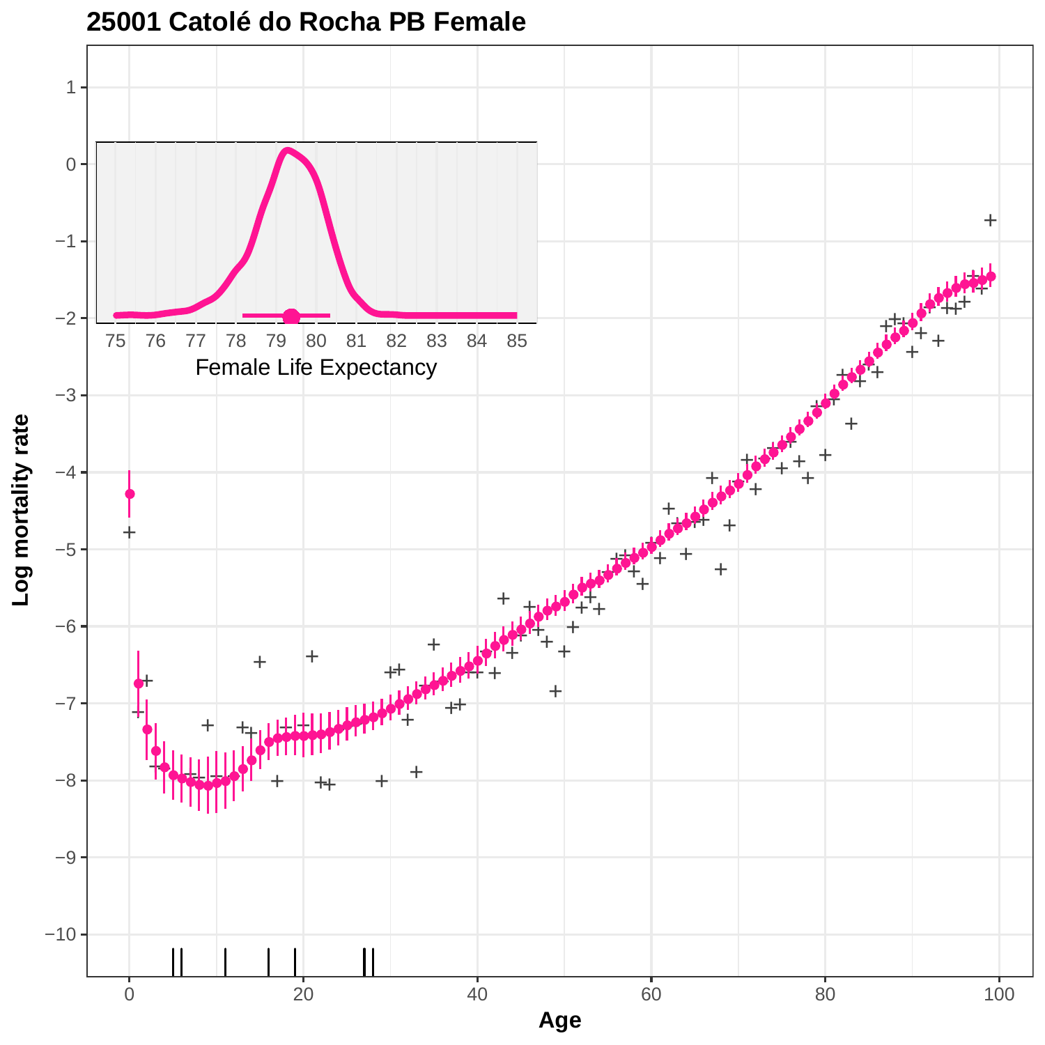## 25001 Catolé do Rocha PB Female

Female Life Expectancy

Log mortality rate

Age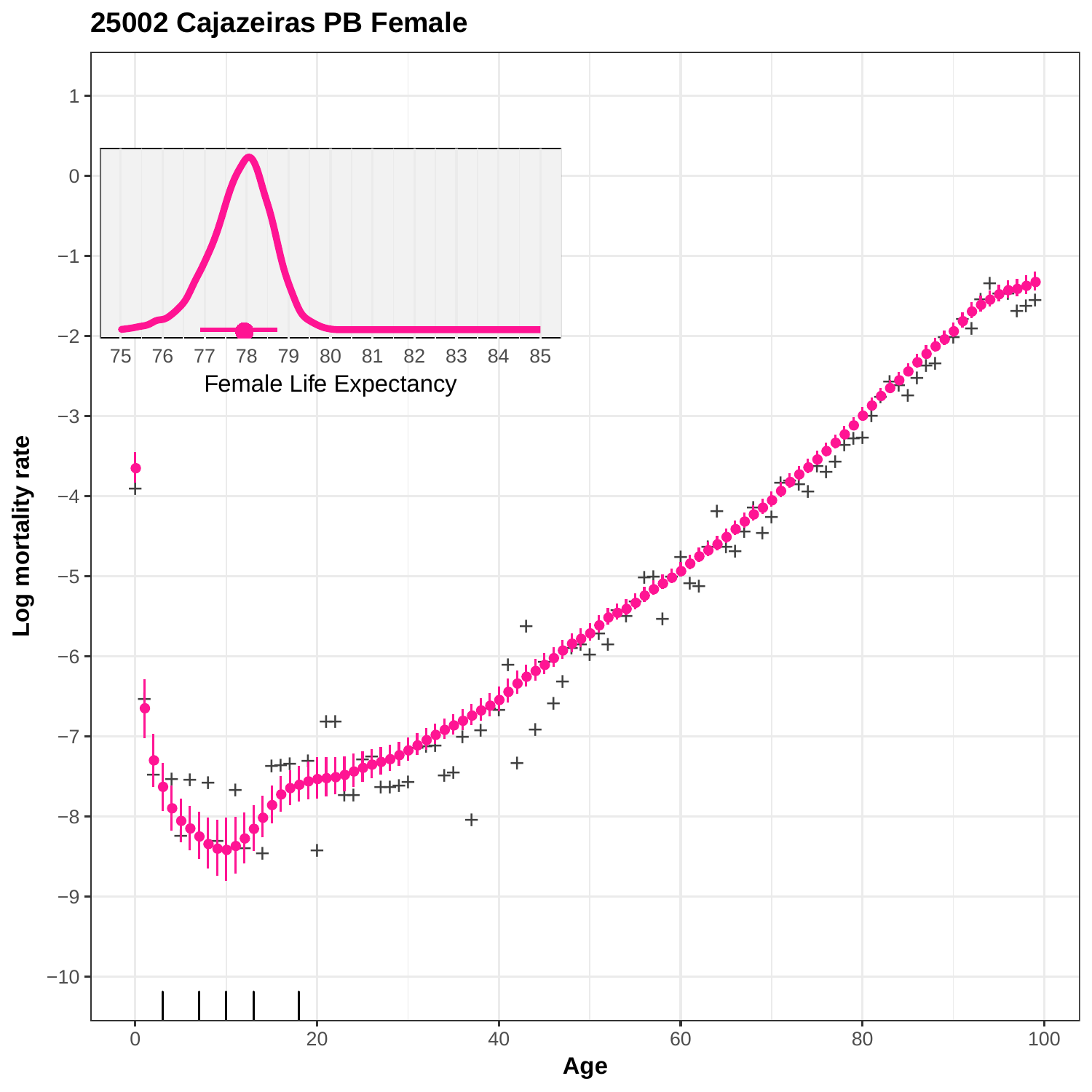# 25002 Cajazeiras PB Female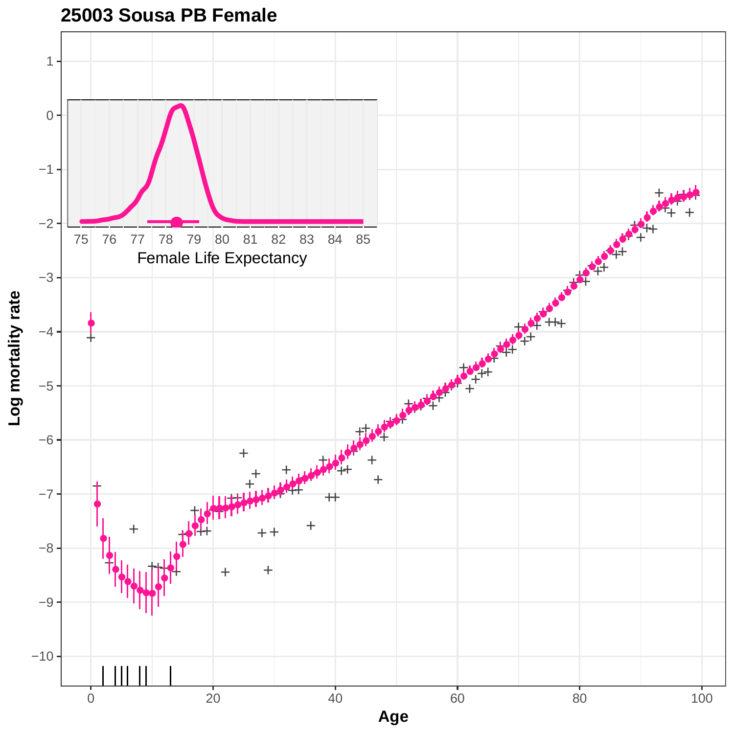**25003 Sousa PB Female**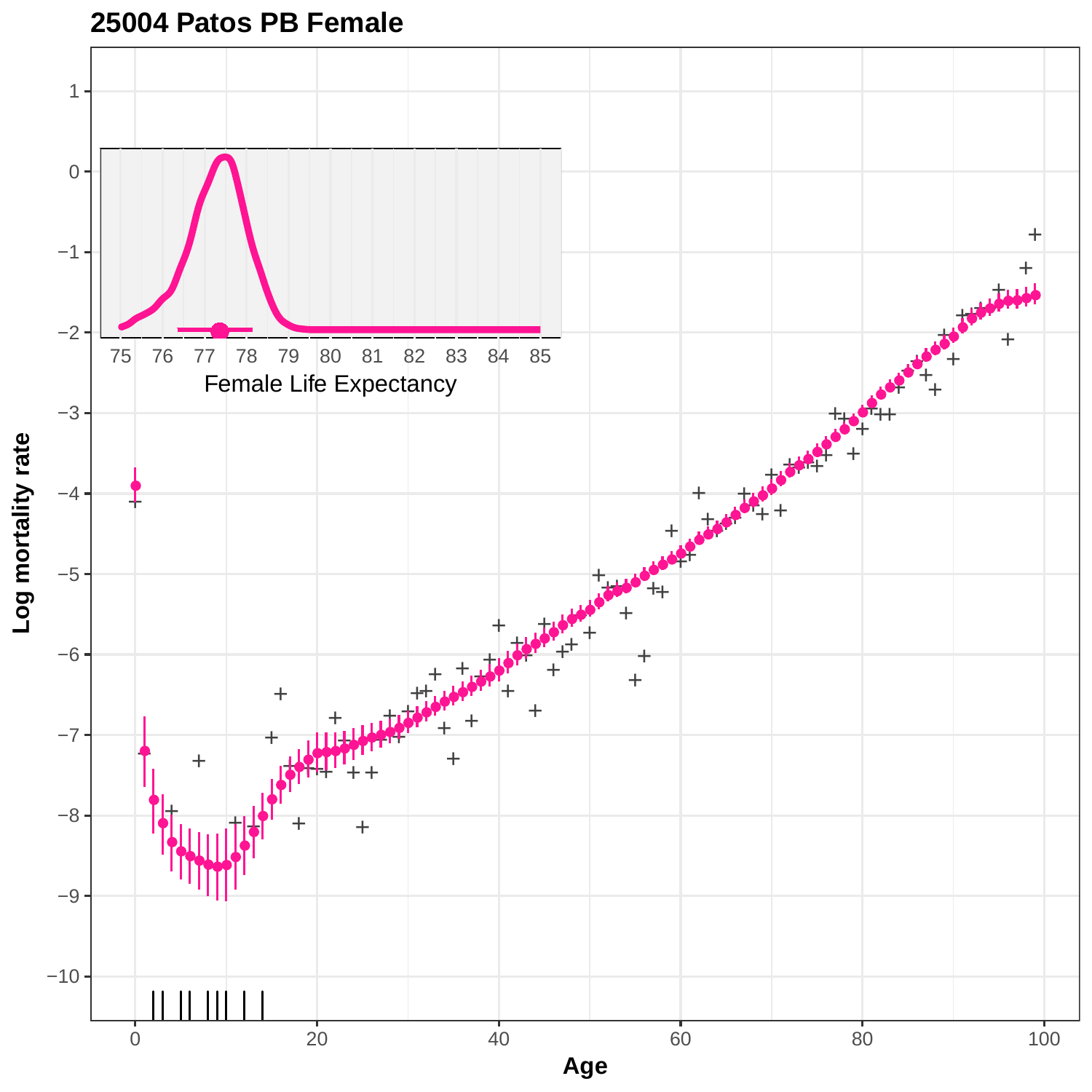# 25004 Patos PB Female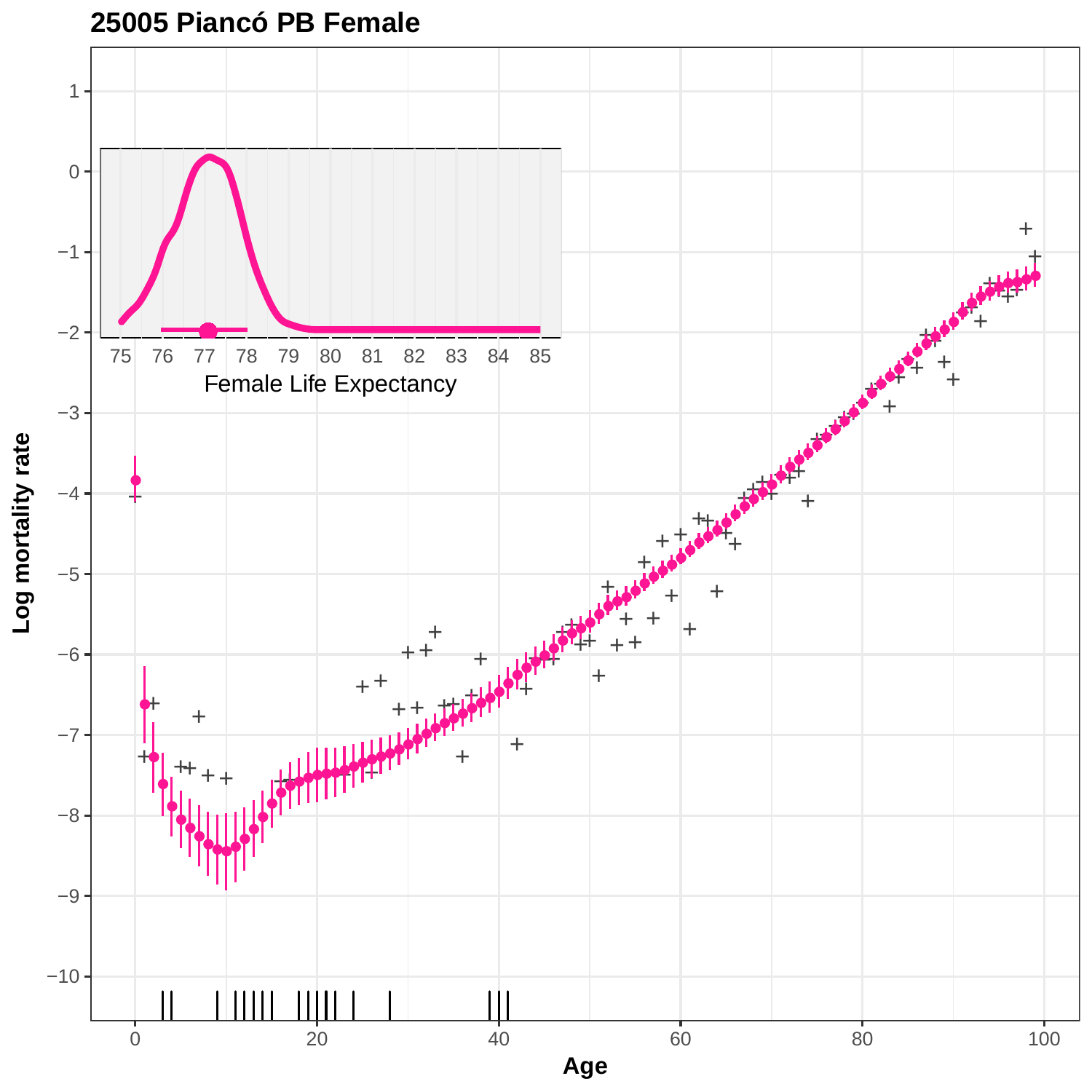**25005 Piancó PB Female**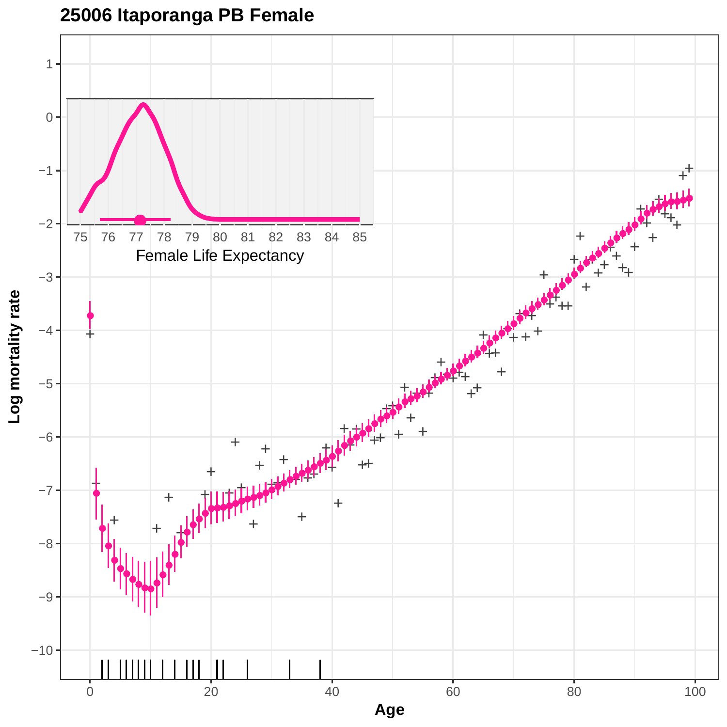## 25006 Itaporanga PB Female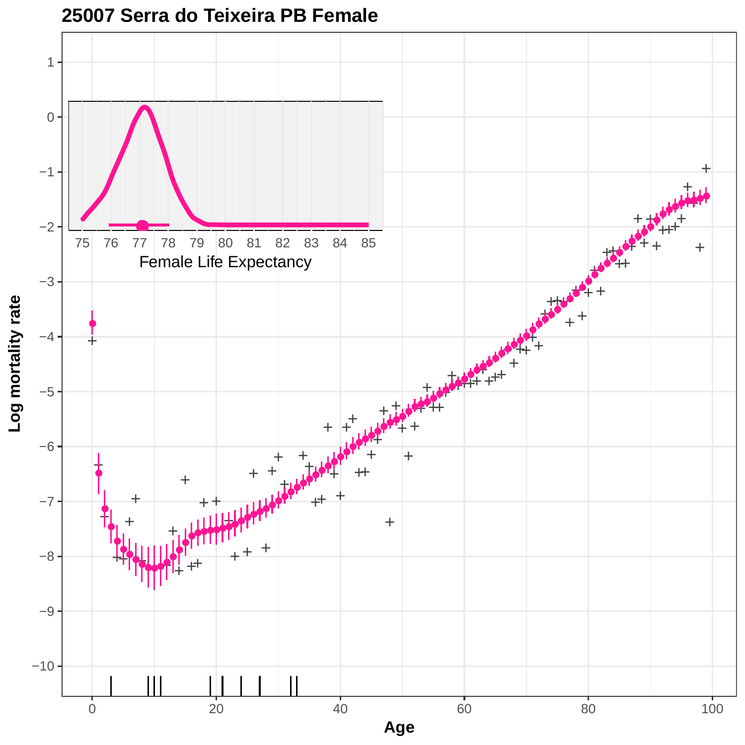# 25007 Serra do Teixeira PB Female

Log mortality rate

Age

Female Life Expectancy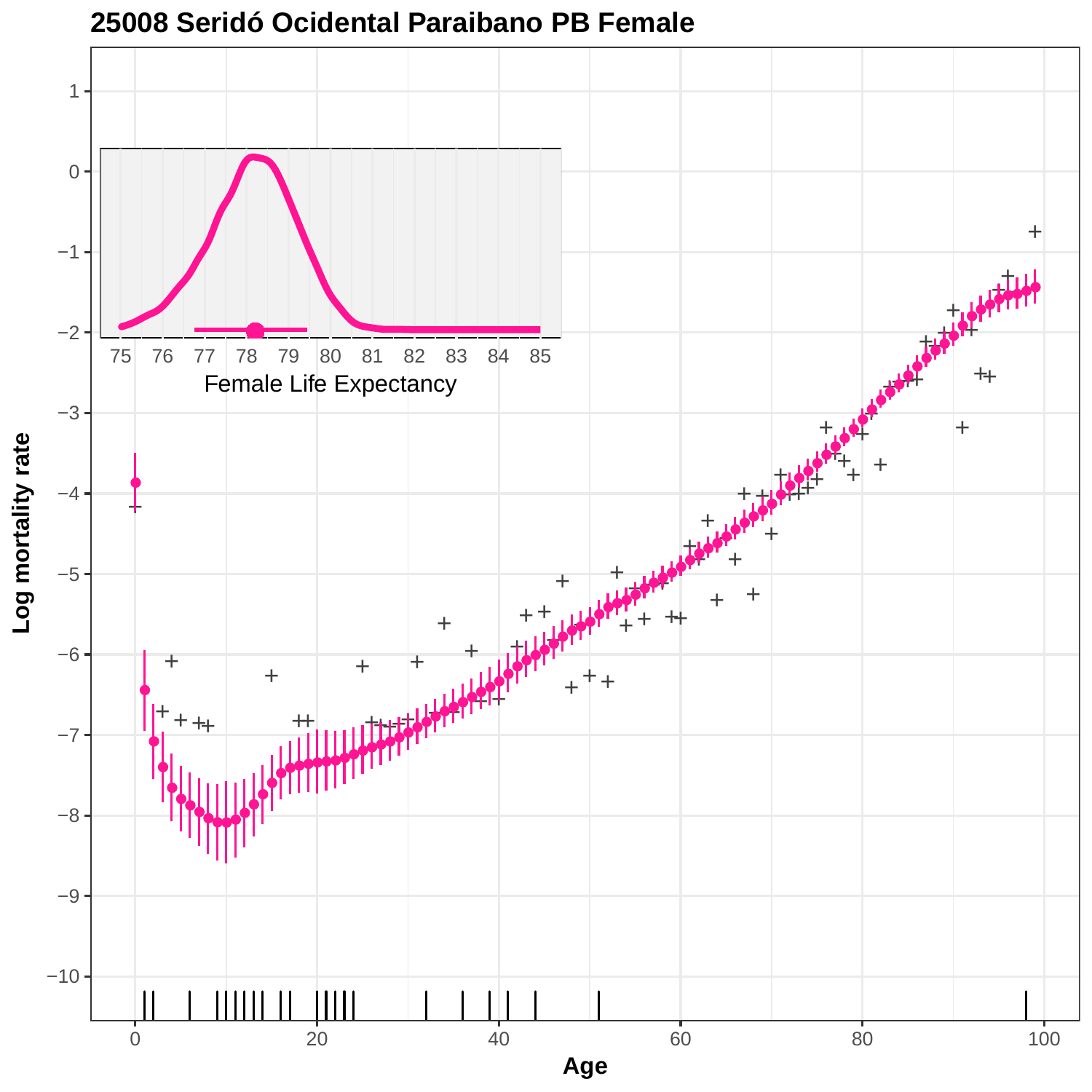# 25008 Seridó Ocidental Paraibano PB Female

Log mortality rate

Age

Female Life Expectancy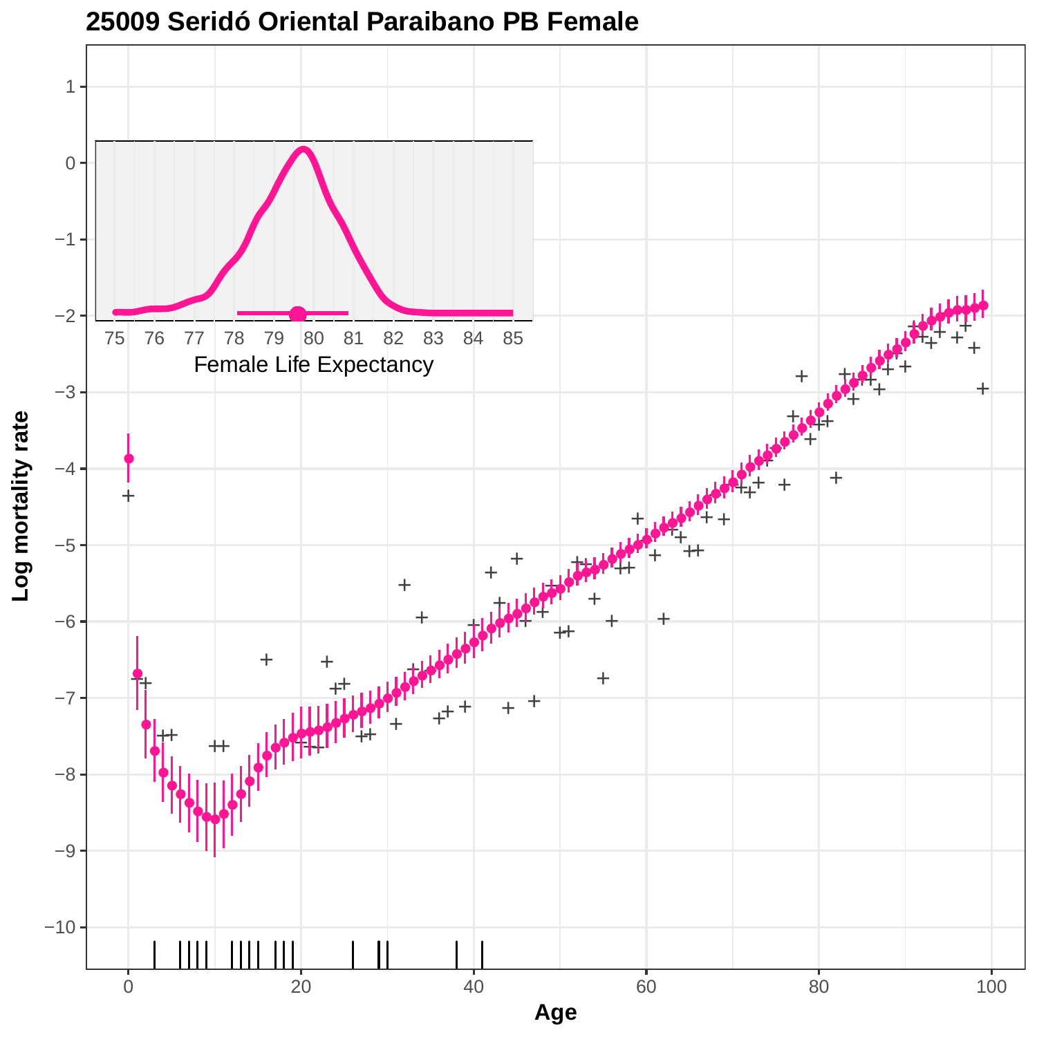# 25009 Seridó Oriental Paraibano PB Female

Log mortality rate

Age

Female Life Expectancy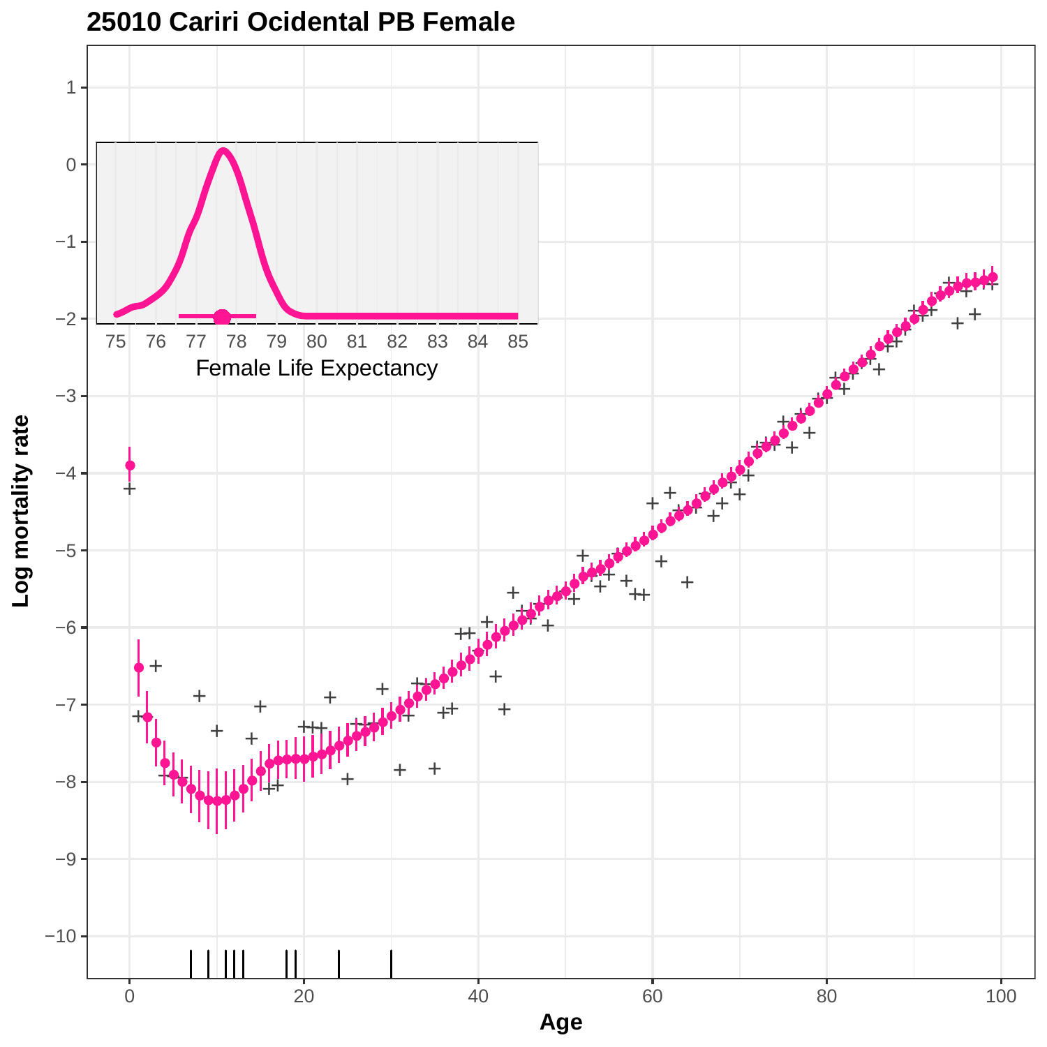# 25010 Cariri Ocidental PB Female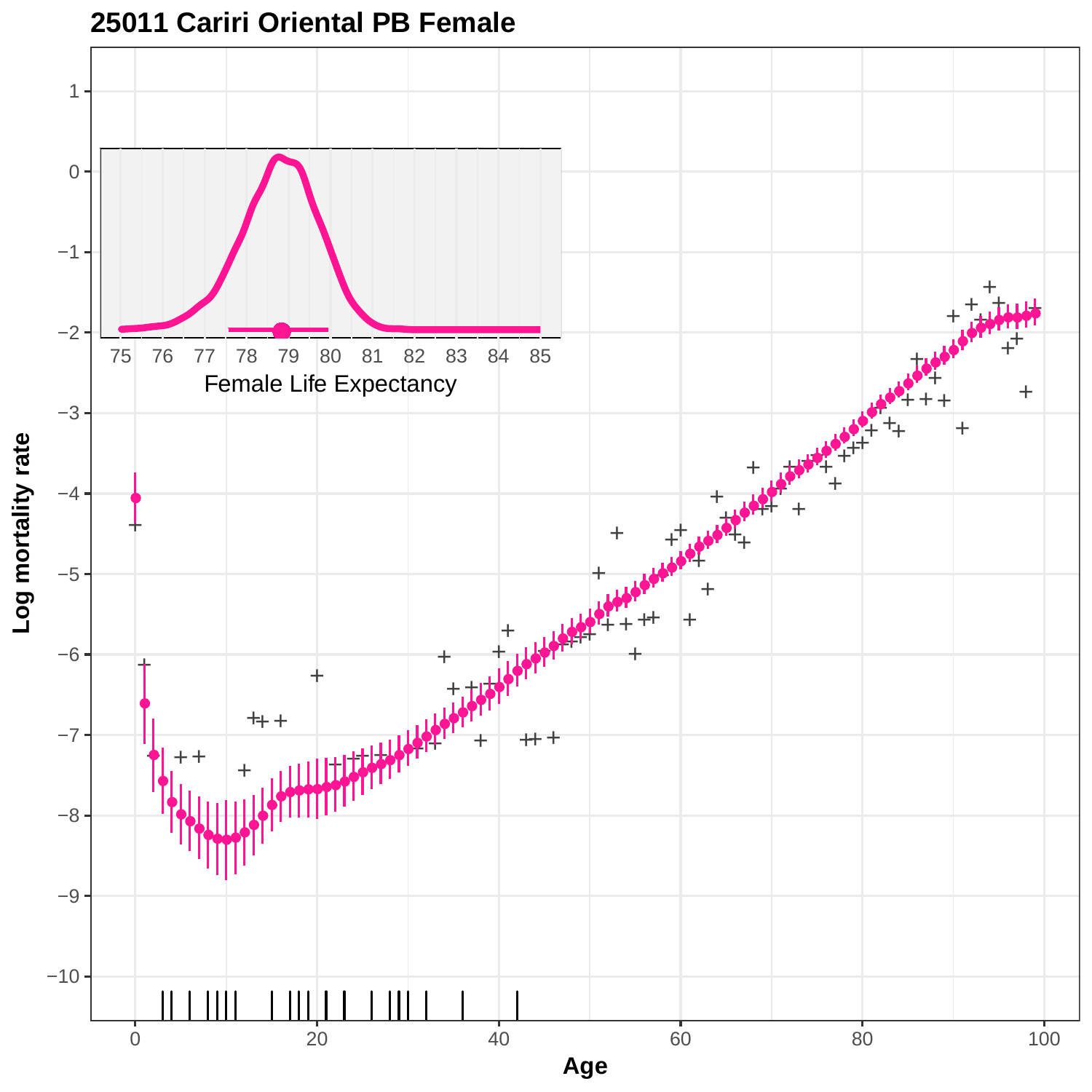# 25011 Cariri Oriental PB Female

Log mortality rate

Age

Female Life Expectancy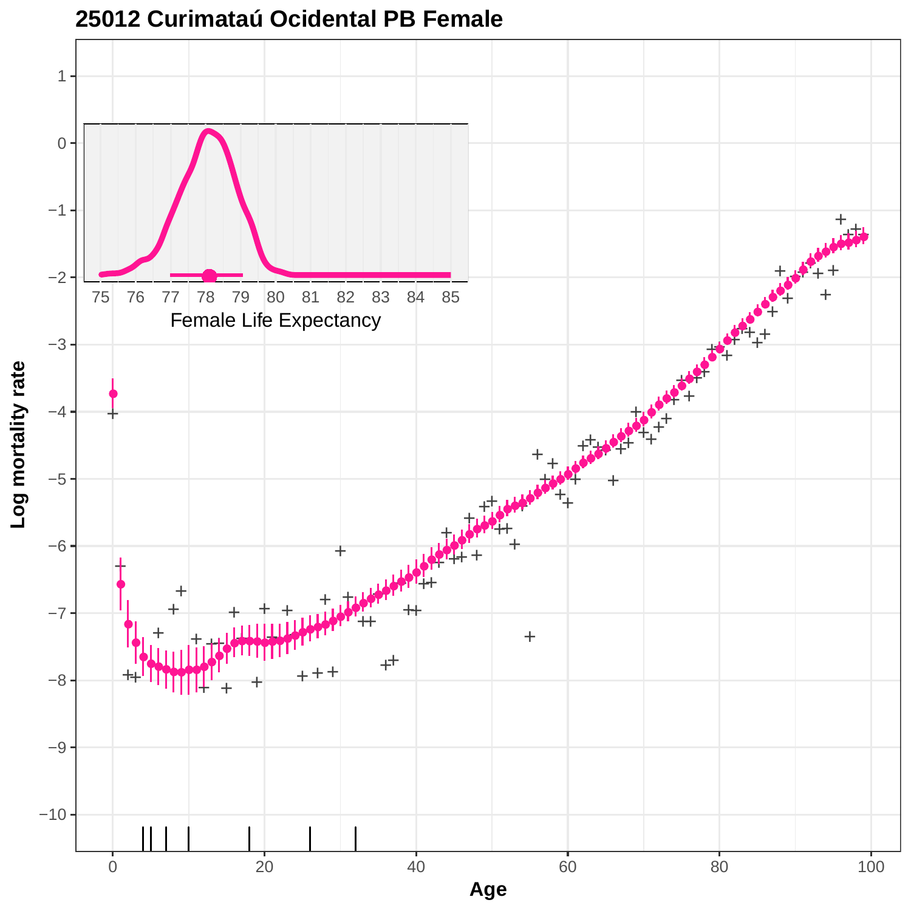# 25012 Curimataú Ocidental PB Female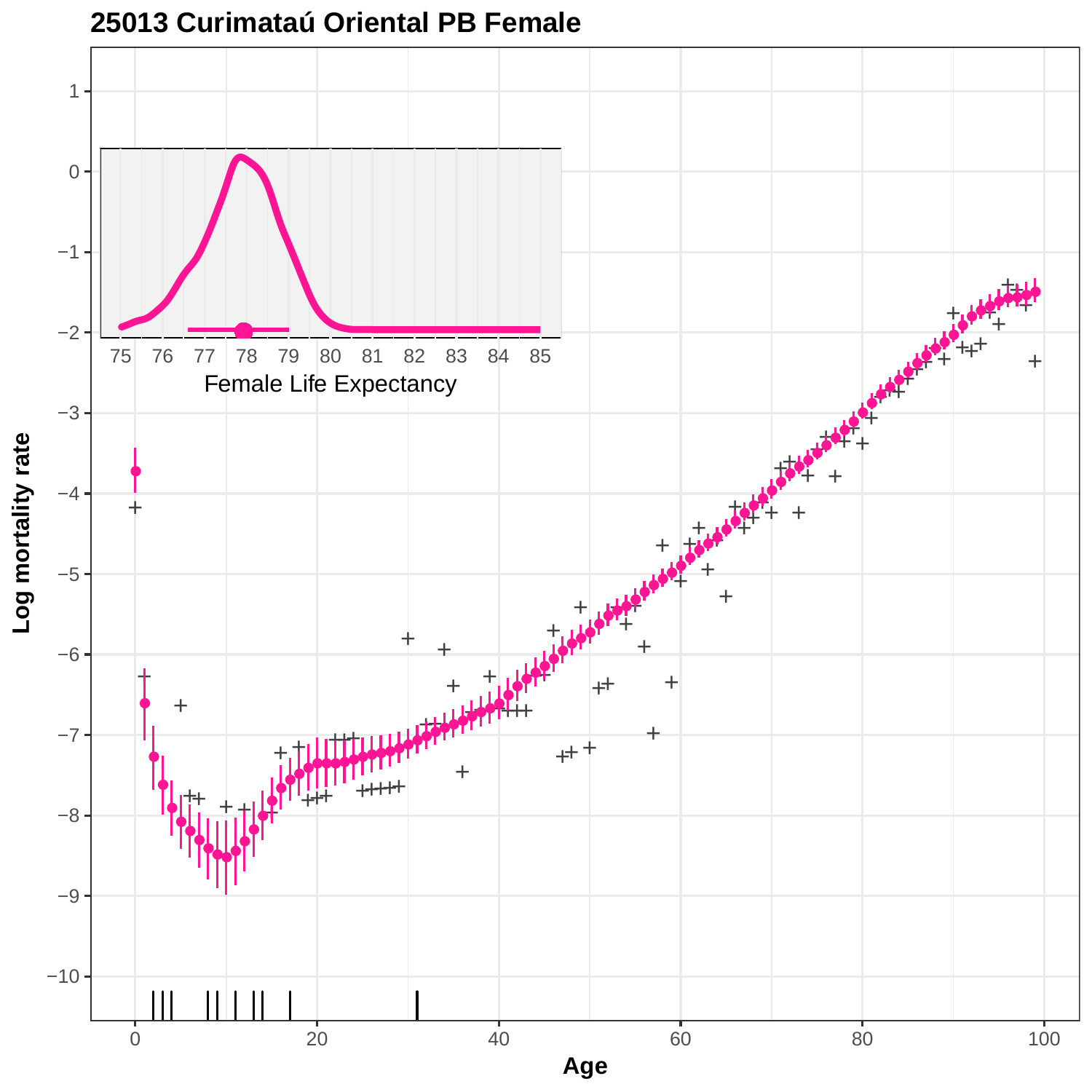# 25013 Curimataú Oriental PB Female

Log mortality rate

Age

Female Life Expectancy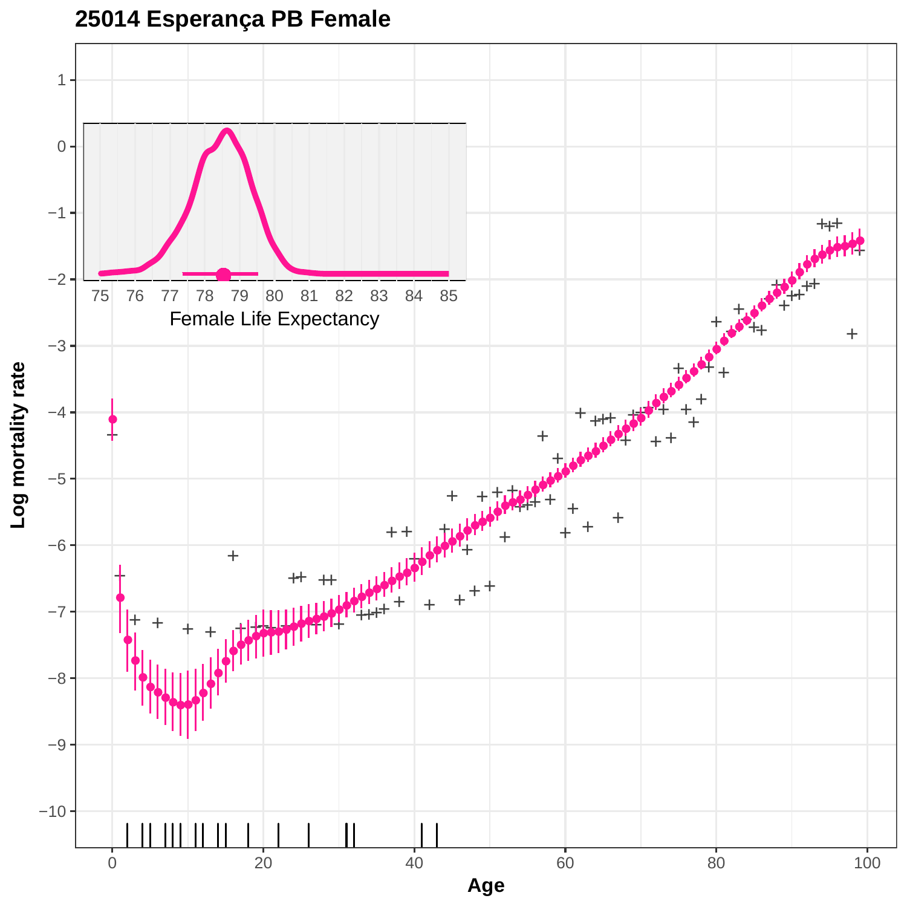# 25014 Esperança PB Female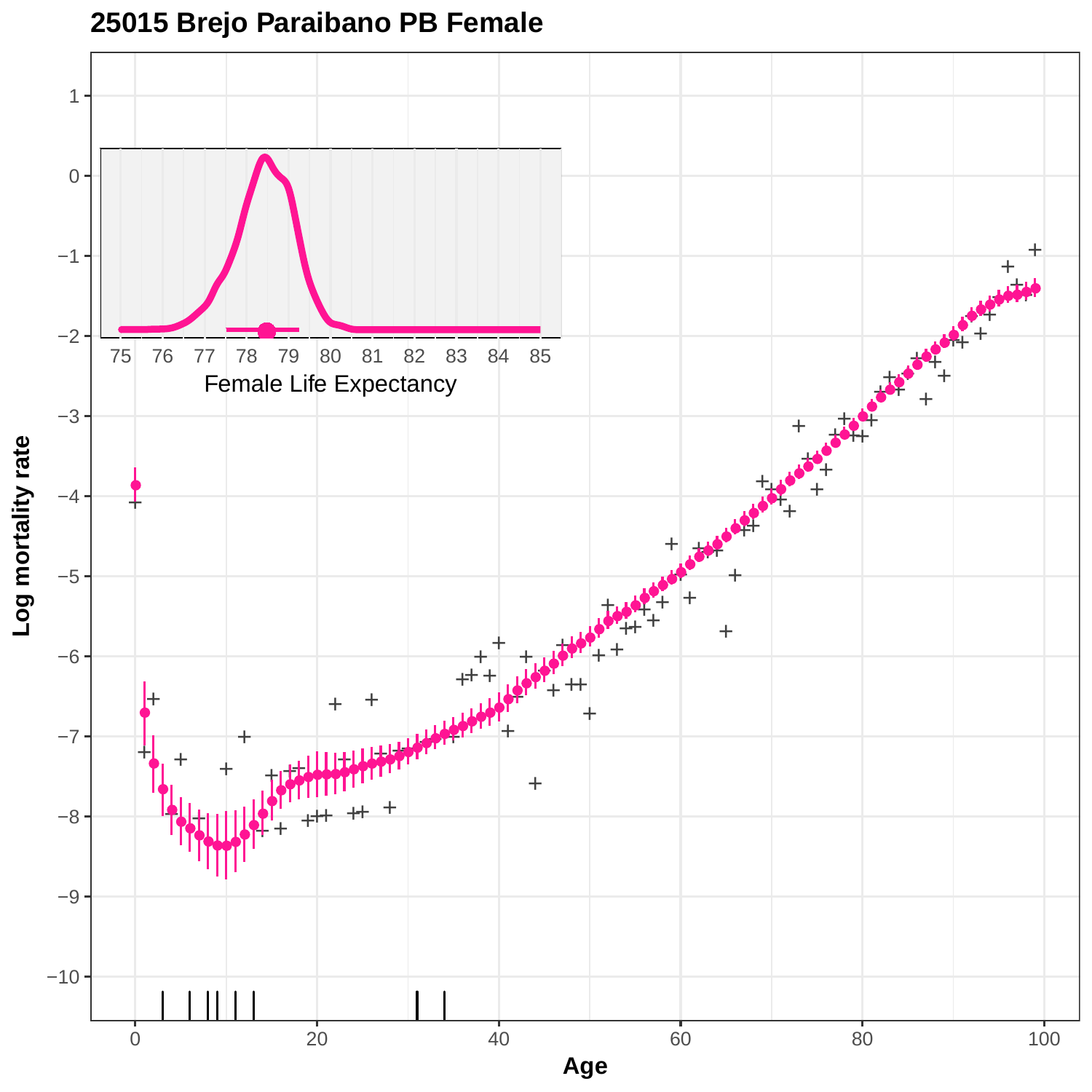# 25015 Brejo Paraibano PB Female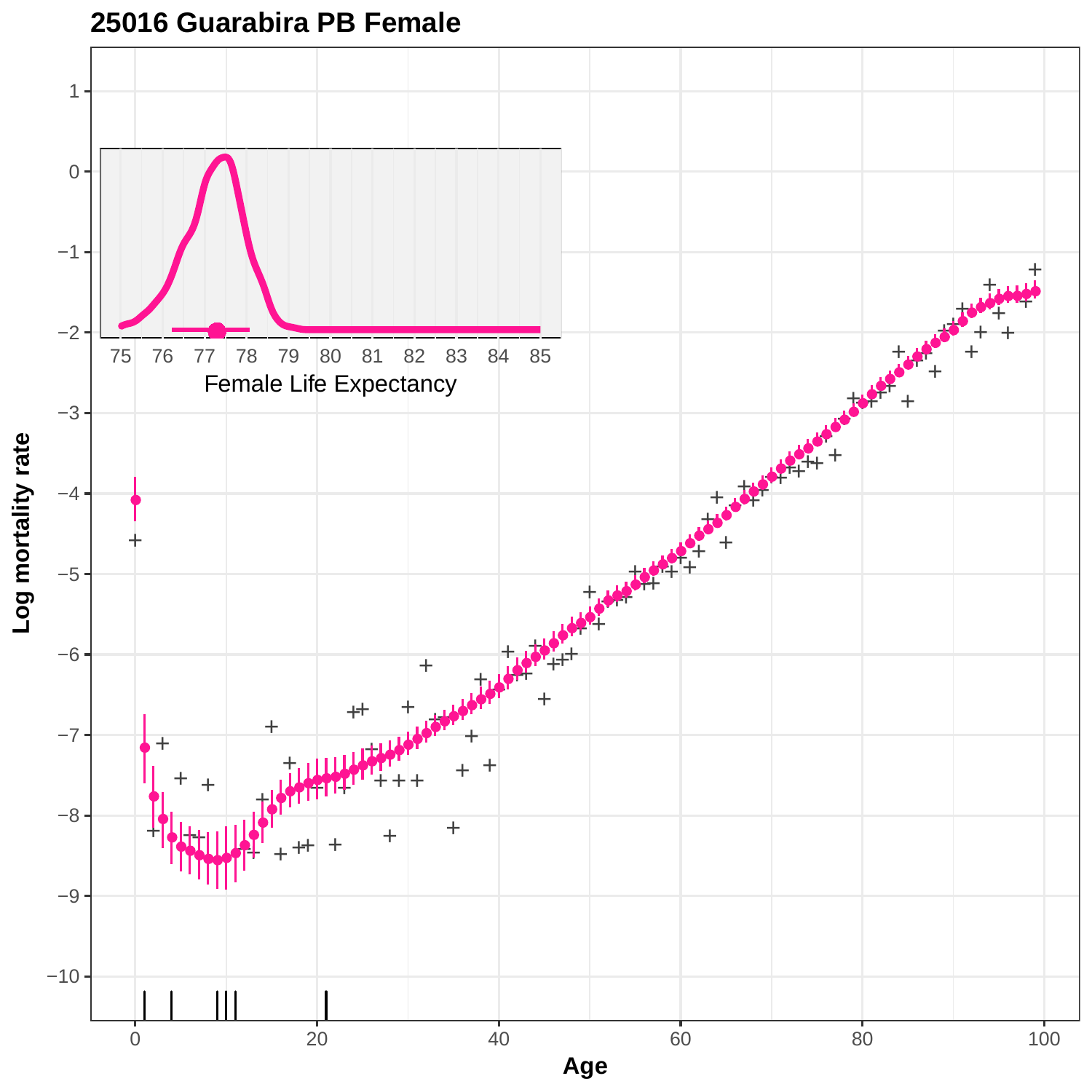**25016 Guarabira PB Female**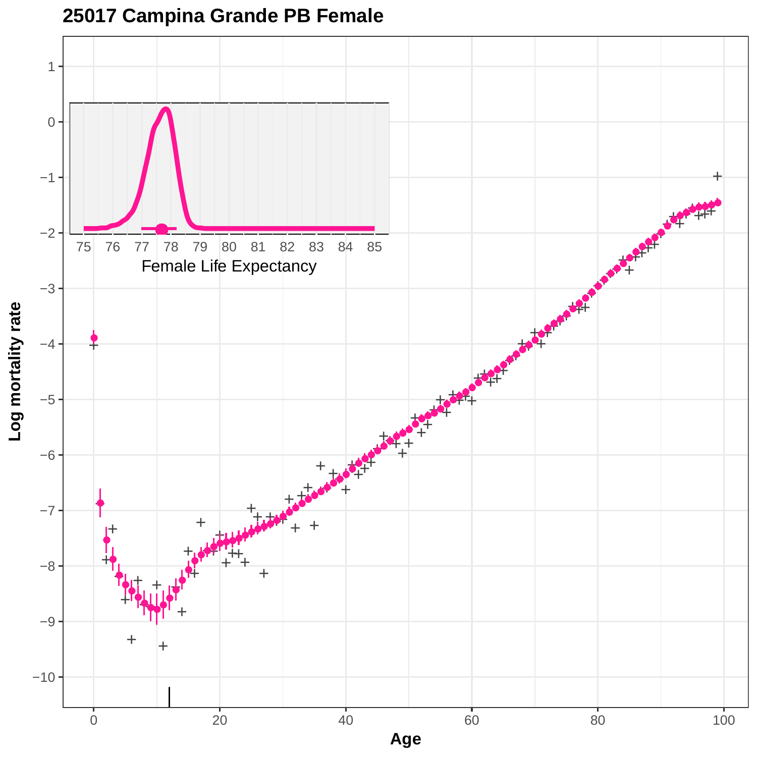## 25017 Campina Grande PB Female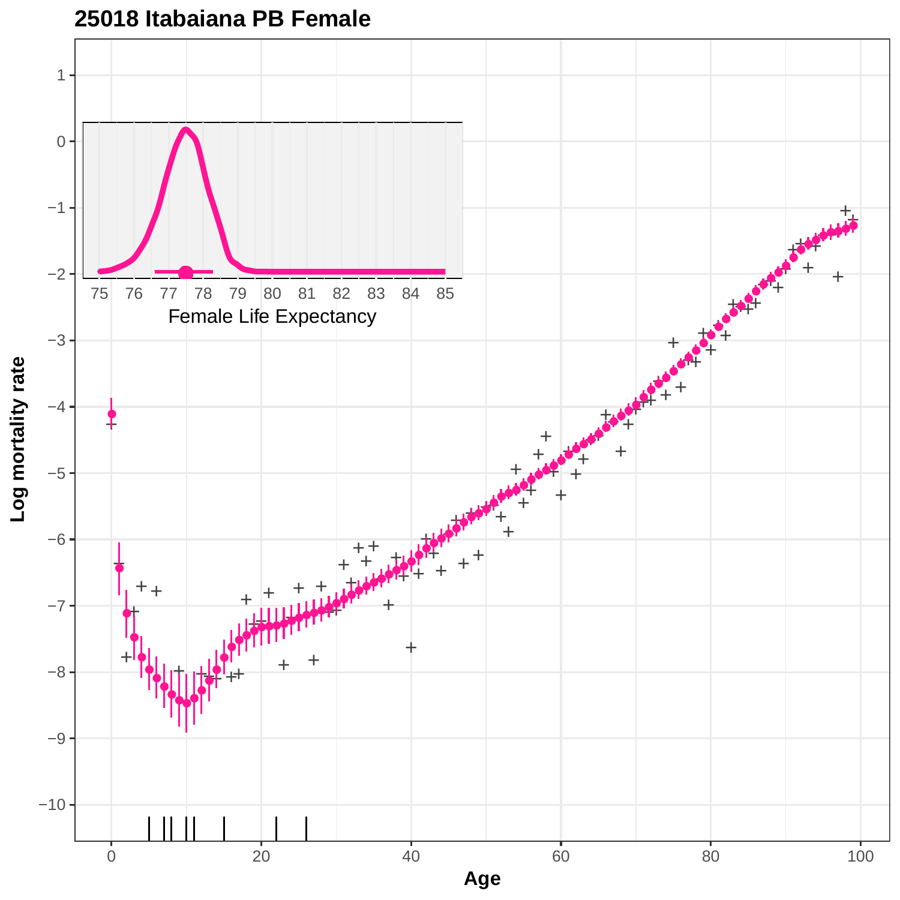## 25018 Itabaiana PB Female

Female Life Expectancy

Log mortality rate

Age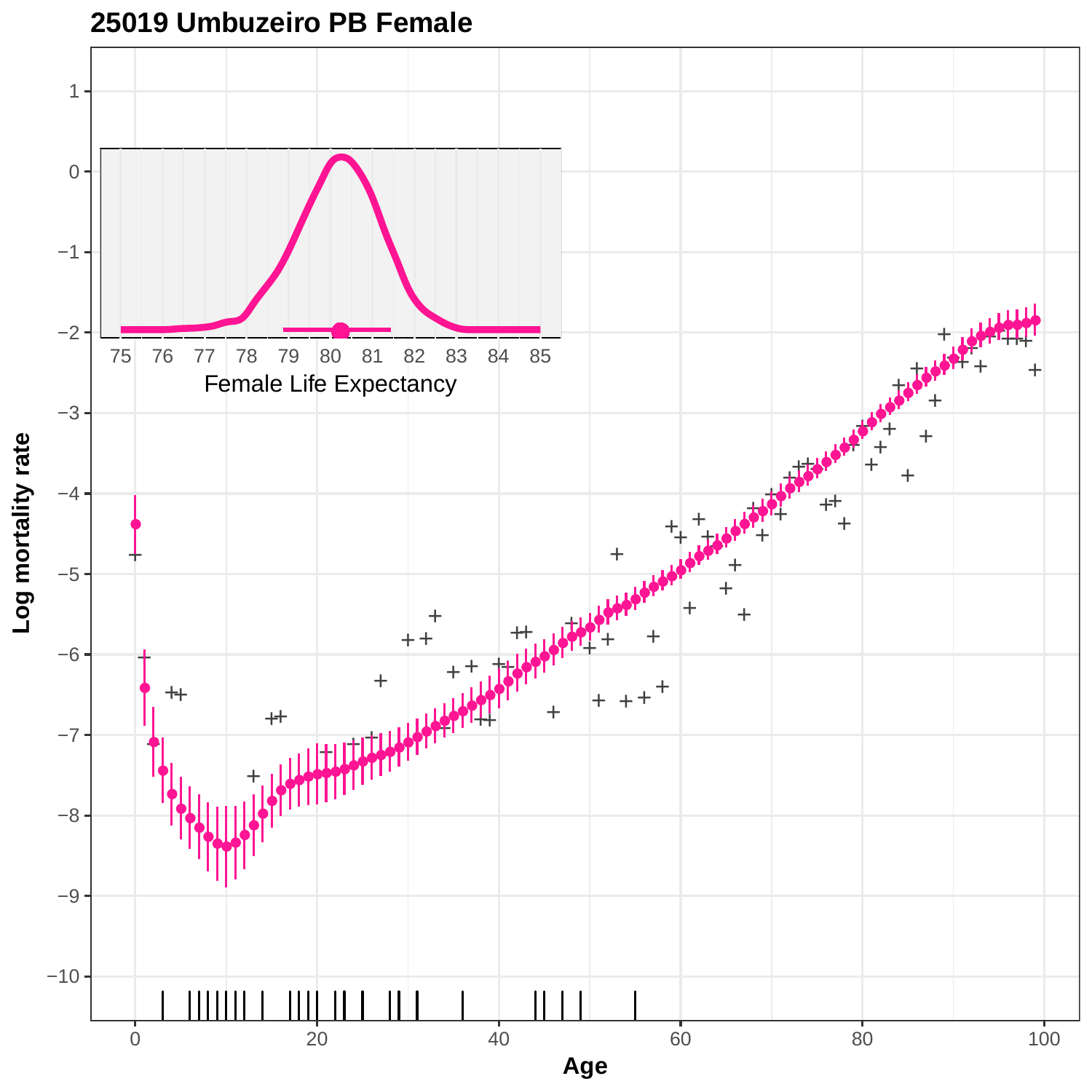# 25019 Umbuzeiro PB Female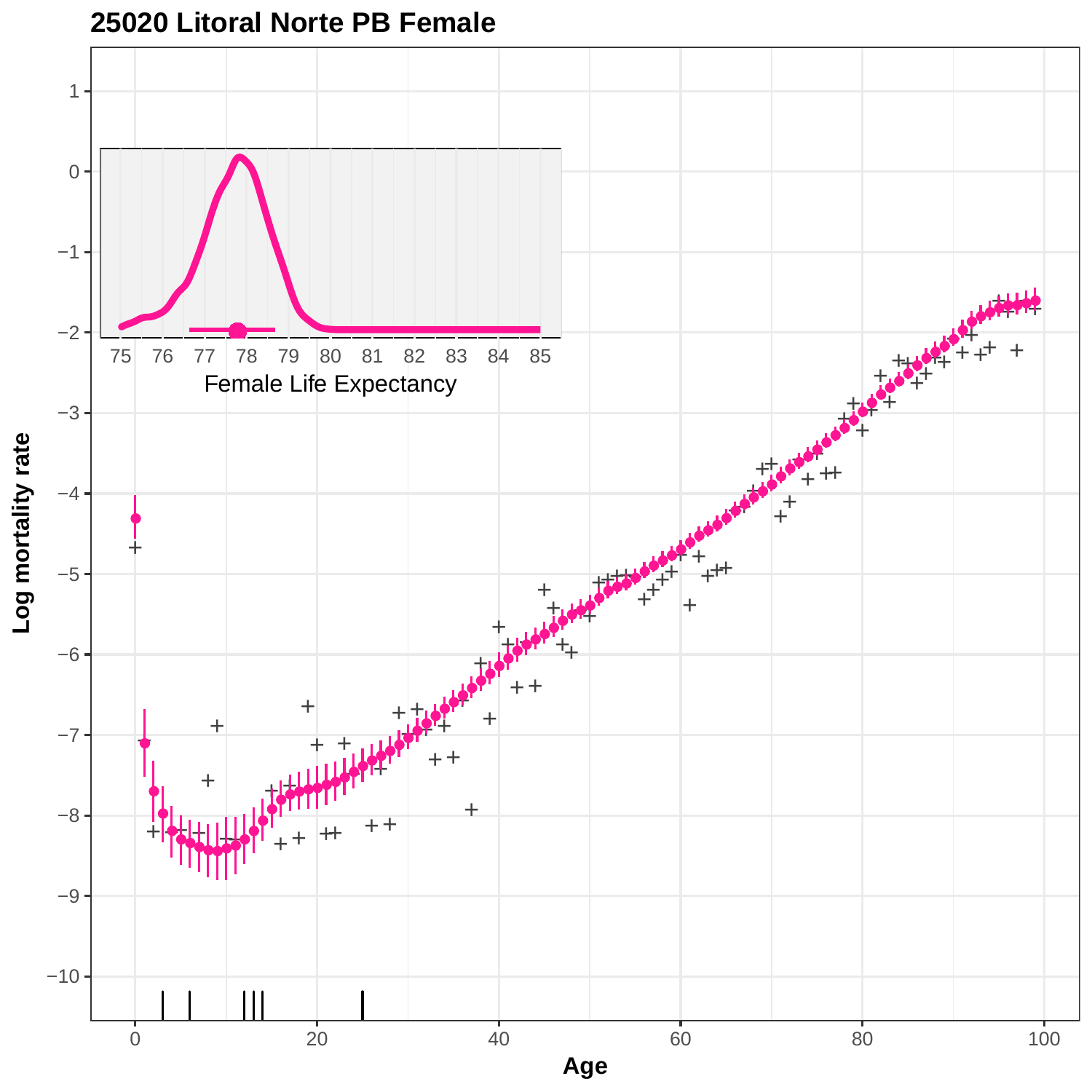## 25020 Litoral Norte PB Female

Female Life Expectancy

Log mortality rate

Age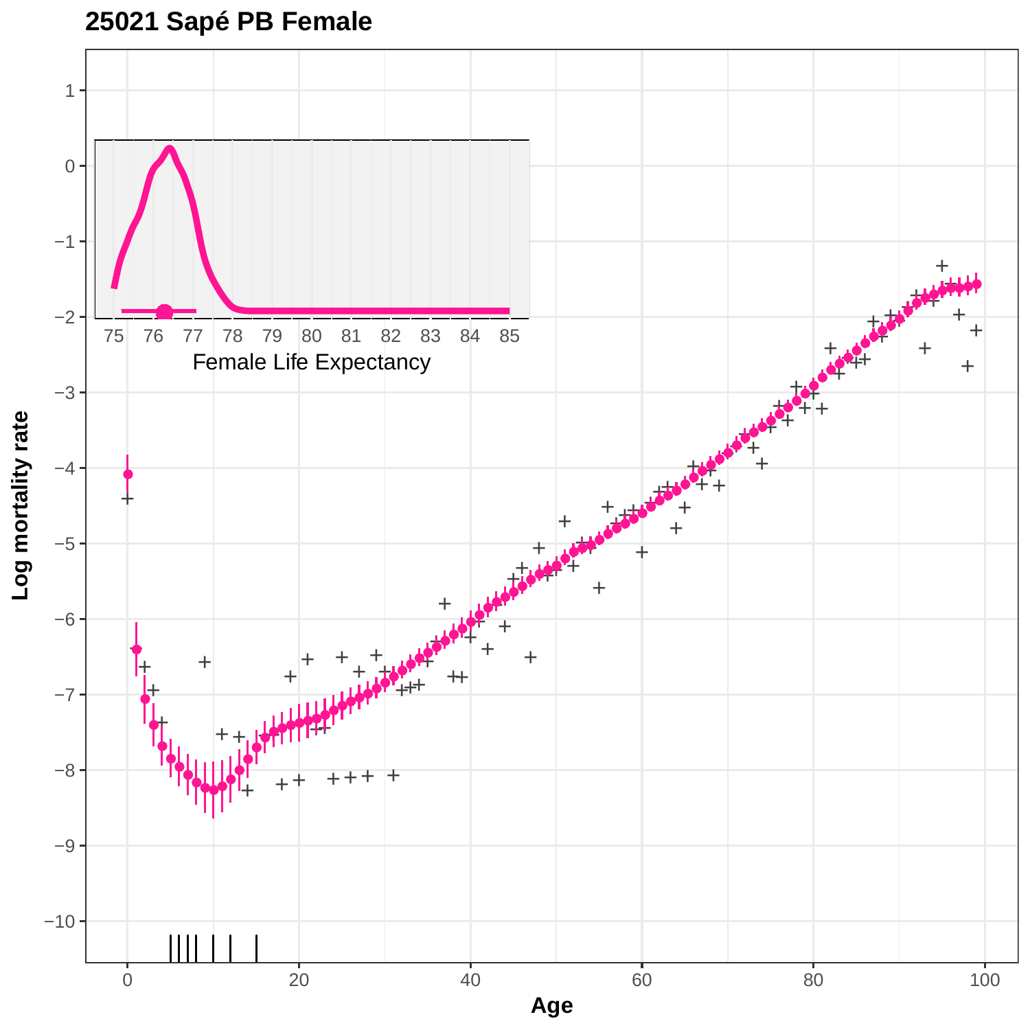## 25021 Sapé PB Female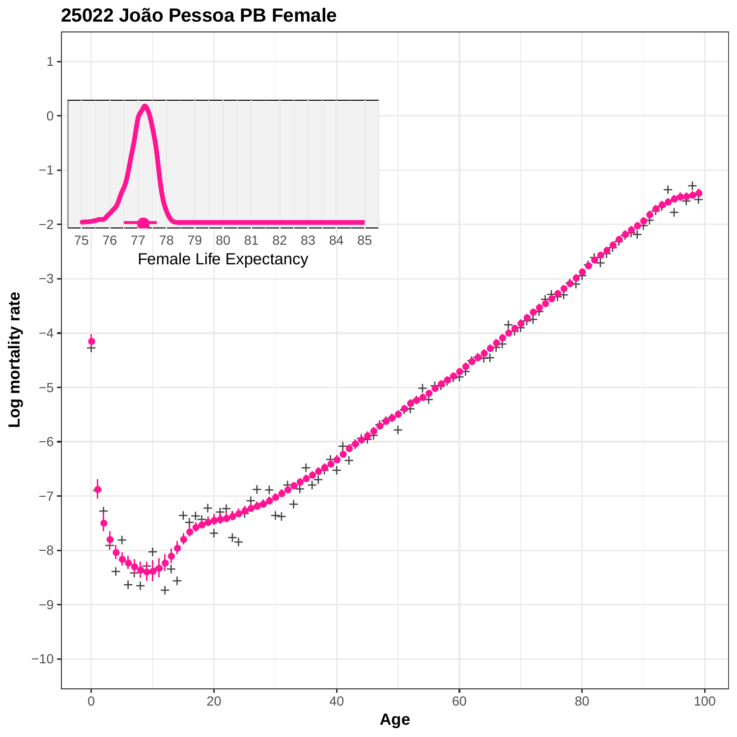## 25022 João Pessoa PB Female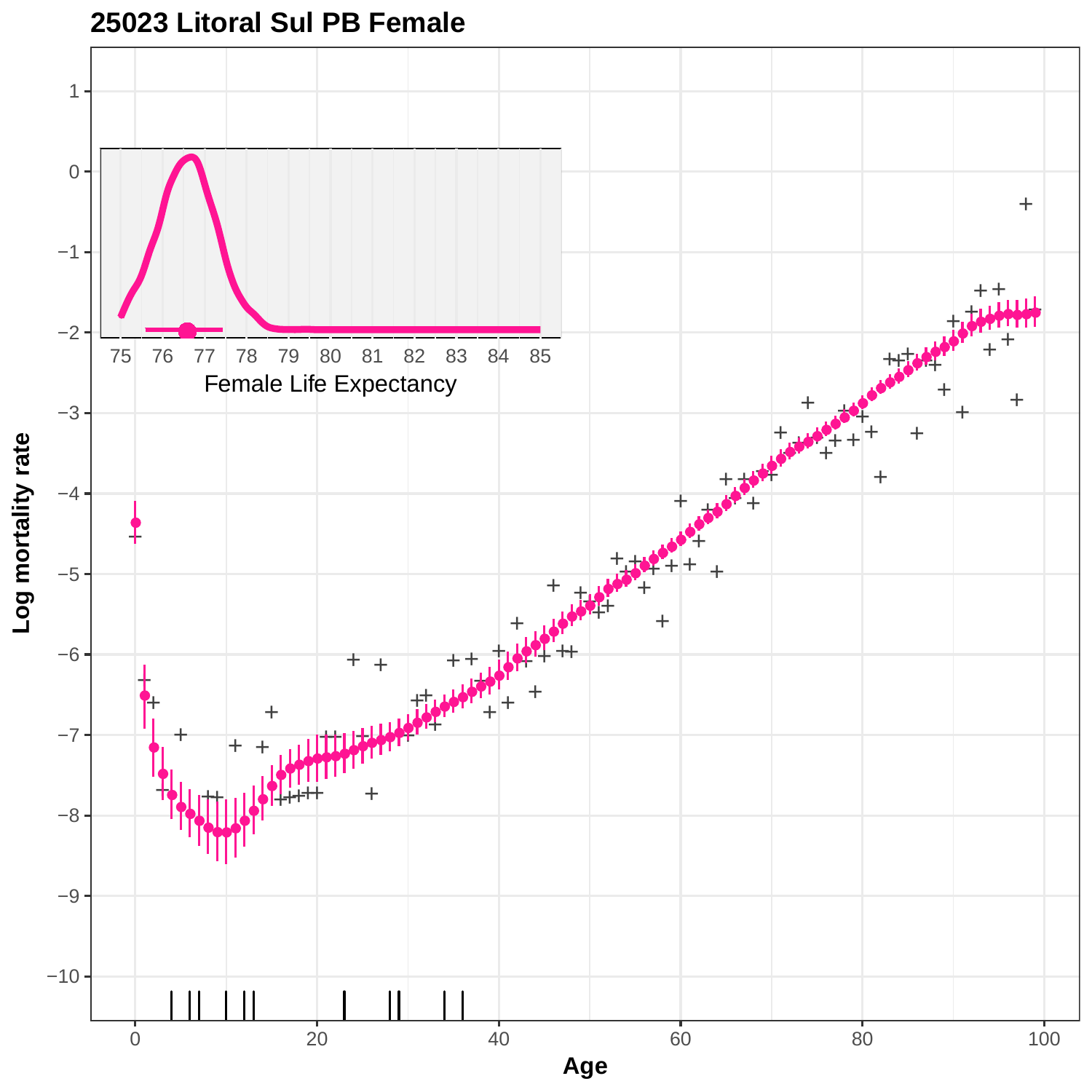# 25023 Litoral Sul PB Female

Female Life Expectancy

75 76 77 78 79 80 81 82 83 84 85

Log mortality rate

1
0
−1
−2
−3
−4
−5
−6
−7
−8
−9
−10

0 20 40 60 80 100

Age